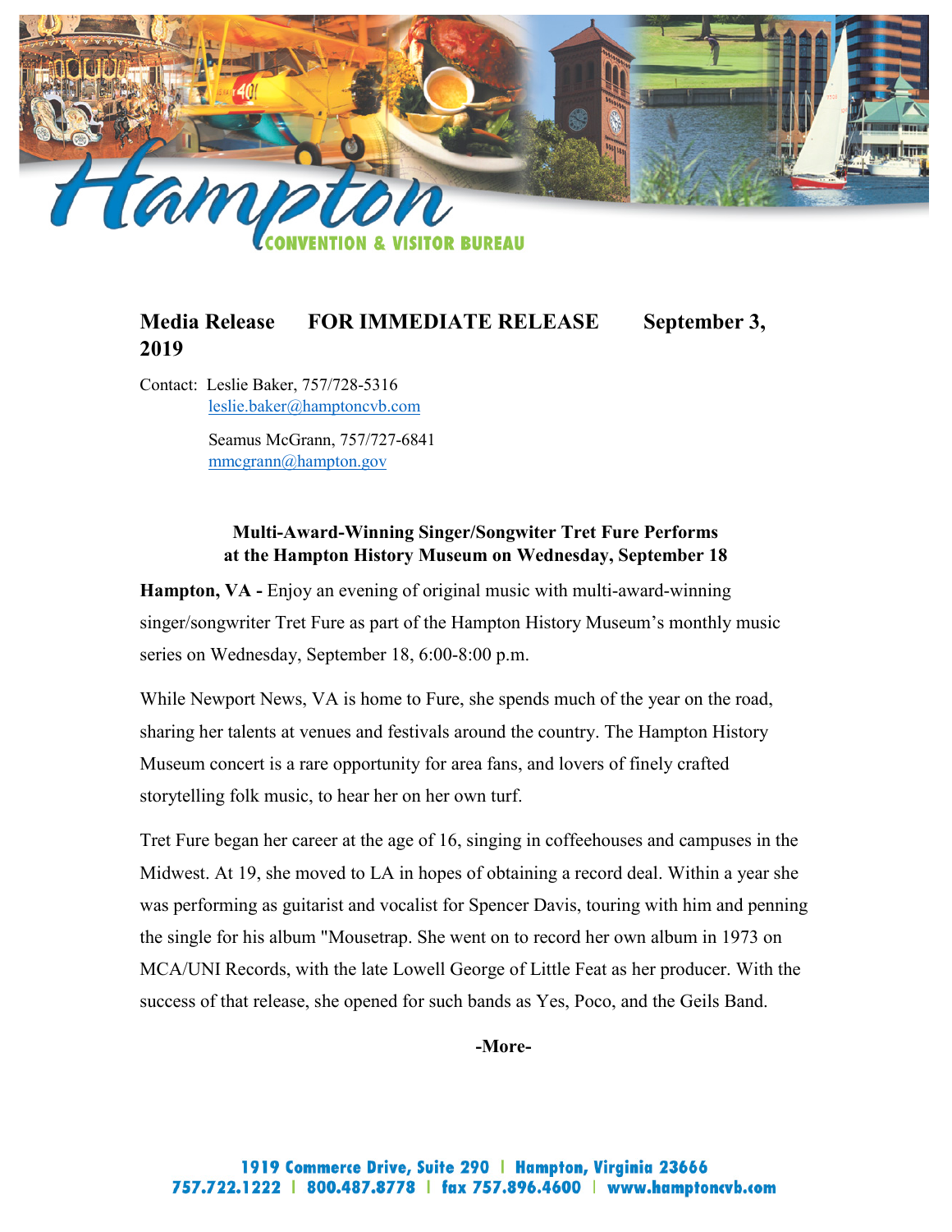**Media Release FOR IMMEDIATE RELEASE September 3, 2019**

Contact: Leslie Baker, 757/728-5316
leslie.baker@hamptoncvb.com

Seamus McGrann, 757/727-6841
mmcgrann@hampton.gov

**Multi-Award-Winning Singer/Songwiter Tret Fure Performs at the Hampton History Museum on Wednesday, September 18**

**Hampton, VA -** Enjoy an evening of original music with multi-award-winning singer/songwriter Tret Fure as part of the Hampton History Museum's monthly music series on Wednesday, September 18, 6:00-8:00 p.m.

While Newport News, VA is home to Fure, she spends much of the year on the road, sharing her talents at venues and festivals around the country. The Hampton History Museum concert is a rare opportunity for area fans, and lovers of finely crafted storytelling folk music, to hear her on her own turf.

Tret Fure began her career at the age of 16, singing in coffeehouses and campuses in the Midwest. At 19, she moved to LA in hopes of obtaining a record deal. Within a year she was performing as guitarist and vocalist for Spencer Davis, touring with him and penning the single for his album "Mousetrap. She went on to record her own album in 1973 on MCA/UNI Records, with the late Lowell George of Little Feat as her producer. With the success of that release, she opened for such bands as Yes, Poco, and the Geils Band.

**-More-**

1919 Commerce Drive, Suite 290 | Hampton, Virginia 23666
757.722.1222 | 800.487.8778 | fax 757.896.4600 | www.hamptoncvb.com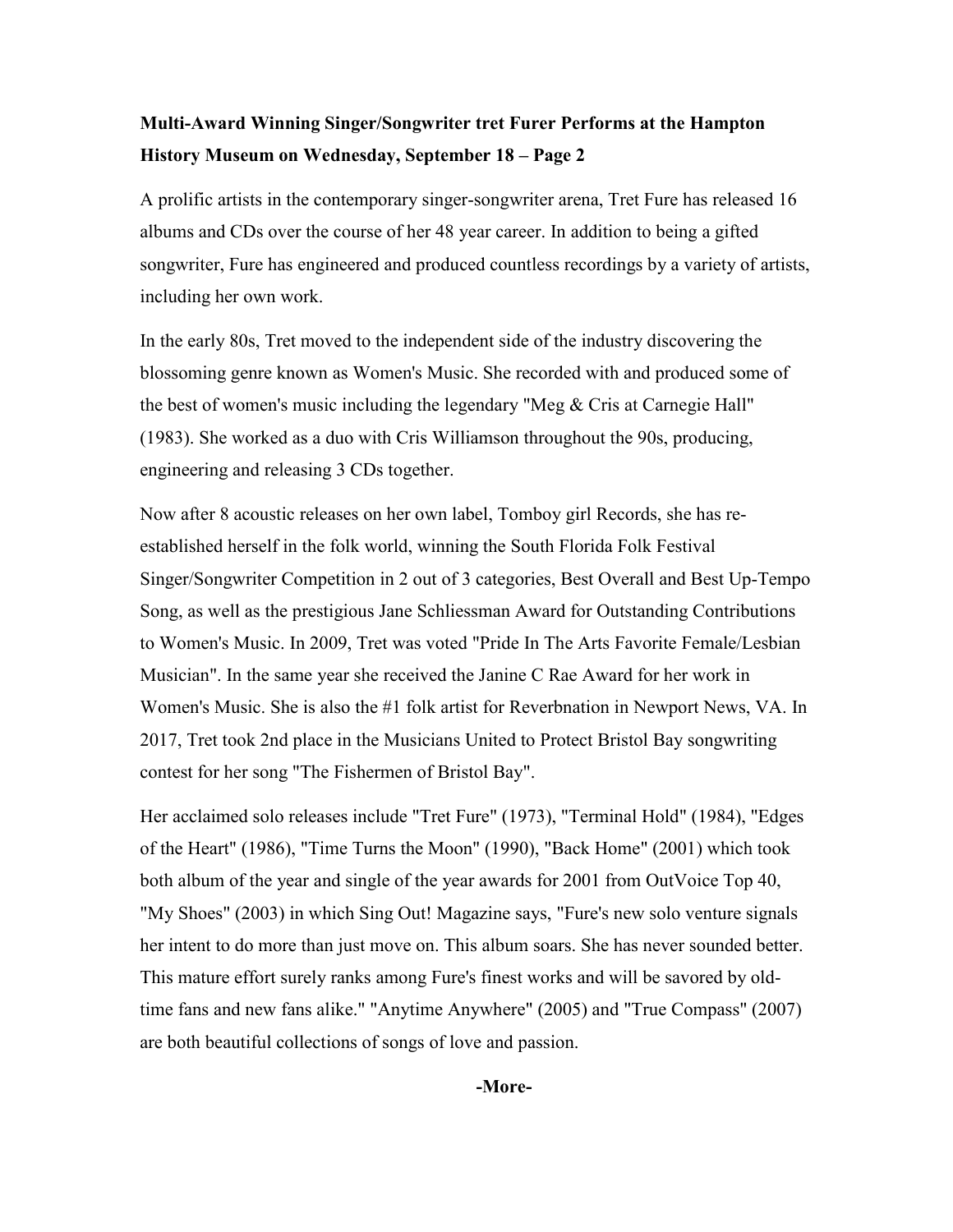**Multi-Award Winning Singer/Songwriter tret Furer Performs at the Hampton History Museum on Wednesday, September 18 – Page 2**

A prolific artists in the contemporary singer-songwriter arena, Tret Fure has released 16 albums and CDs over the course of her 48 year career. In addition to being a gifted songwriter, Fure has engineered and produced countless recordings by a variety of artists, including her own work.

In the early 80s, Tret moved to the independent side of the industry discovering the blossoming genre known as Women's Music. She recorded with and produced some of the best of women's music including the legendary "Meg & Cris at Carnegie Hall" (1983). She worked as a duo with Cris Williamson throughout the 90s, producing, engineering and releasing 3 CDs together.

Now after 8 acoustic releases on her own label, Tomboy girl Records, she has re-established herself in the folk world, winning the South Florida Folk Festival Singer/Songwriter Competition in 2 out of 3 categories, Best Overall and Best Up-Tempo Song, as well as the prestigious Jane Schliessman Award for Outstanding Contributions to Women's Music. In 2009, Tret was voted "Pride In The Arts Favorite Female/Lesbian Musician". In the same year she received the Janine C Rae Award for her work in Women's Music. She is also the #1 folk artist for Reverbnation in Newport News, VA. In 2017, Tret took 2nd place in the Musicians United to Protect Bristol Bay songwriting contest for her song "The Fishermen of Bristol Bay".

Her acclaimed solo releases include "Tret Fure" (1973), "Terminal Hold" (1984), "Edges of the Heart" (1986), "Time Turns the Moon" (1990), "Back Home" (2001) which took both album of the year and single of the year awards for 2001 from OutVoice Top 40, "My Shoes" (2003) in which Sing Out! Magazine says, "Fure's new solo venture signals her intent to do more than just move on. This album soars. She has never sounded better. This mature effort surely ranks among Fure's finest works and will be savored by old-time fans and new fans alike." "Anytime Anywhere" (2005) and "True Compass" (2007) are both beautiful collections of songs of love and passion.

**-More-**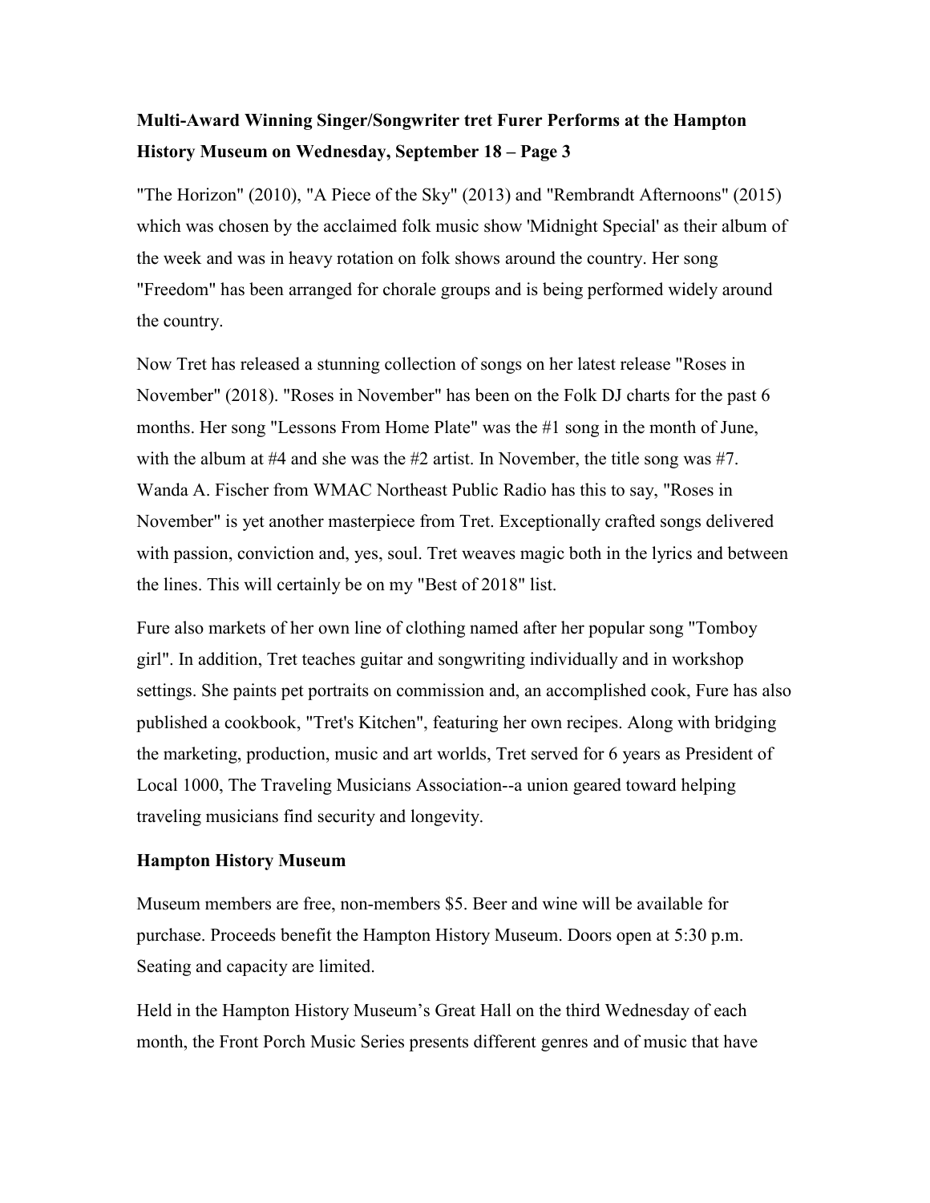**Multi-Award Winning Singer/Songwriter tret Furer Performs at the Hampton History Museum on Wednesday, September 18 – Page 3**

"The Horizon" (2010), "A Piece of the Sky" (2013) and "Rembrandt Afternoons" (2015) which was chosen by the acclaimed folk music show 'Midnight Special' as their album of the week and was in heavy rotation on folk shows around the country. Her song "Freedom" has been arranged for chorale groups and is being performed widely around the country.

Now Tret has released a stunning collection of songs on her latest release "Roses in November" (2018). "Roses in November" has been on the Folk DJ charts for the past 6 months. Her song "Lessons From Home Plate" was the #1 song in the month of June, with the album at #4 and she was the #2 artist. In November, the title song was #7. Wanda A. Fischer from WMAC Northeast Public Radio has this to say, "Roses in November" is yet another masterpiece from Tret. Exceptionally crafted songs delivered with passion, conviction and, yes, soul. Tret weaves magic both in the lyrics and between the lines. This will certainly be on my "Best of 2018" list.

Fure also markets of her own line of clothing named after her popular song "Tomboy girl". In addition, Tret teaches guitar and songwriting individually and in workshop settings. She paints pet portraits on commission and, an accomplished cook, Fure has also published a cookbook, "Tret's Kitchen", featuring her own recipes. Along with bridging the marketing, production, music and art worlds, Tret served for 6 years as President of Local 1000, The Traveling Musicians Association--a union geared toward helping traveling musicians find security and longevity.

**Hampton History Museum**

Museum members are free, non-members $5. Beer and wine will be available for purchase. Proceeds benefit the Hampton History Museum. Doors open at 5:30 p.m. Seating and capacity are limited.

Held in the Hampton History Museum's Great Hall on the third Wednesday of each month, the Front Porch Music Series presents different genres and of music that have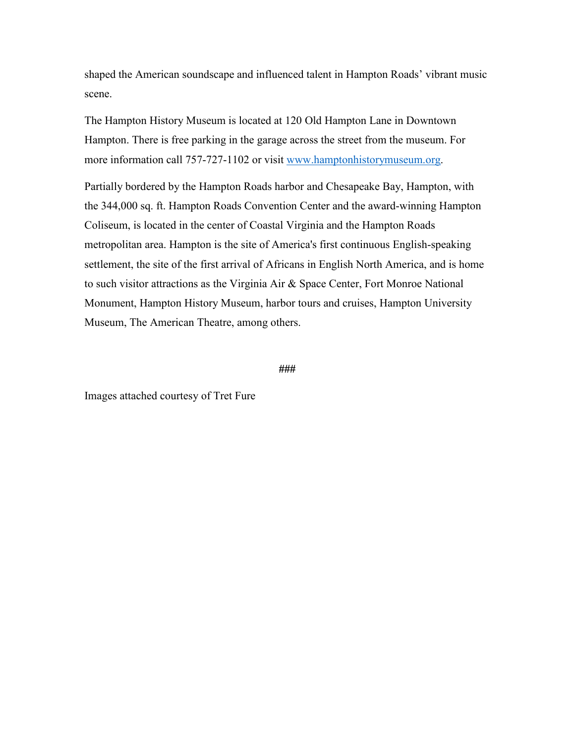shaped the American soundscape and influenced talent in Hampton Roads' vibrant music scene.

The Hampton History Museum is located at 120 Old Hampton Lane in Downtown Hampton. There is free parking in the garage across the street from the museum. For more information call 757-727-1102 or visit [www.hamptonhistorymuseum.org](http://www.hamptonhistorymuseum.org).

Partially bordered by the Hampton Roads harbor and Chesapeake Bay, Hampton, with the 344,000 sq. ft. Hampton Roads Convention Center and the award-winning Hampton Coliseum, is located in the center of Coastal Virginia and the Hampton Roads metropolitan area. Hampton is the site of America's first continuous English-speaking settlement, the site of the first arrival of Africans in English North America, and is home to such visitor attractions as the Virginia Air & Space Center, Fort Monroe National Monument, Hampton History Museum, harbor tours and cruises, Hampton University Museum, The American Theatre, among others.

###

Images attached courtesy of Tret Fure